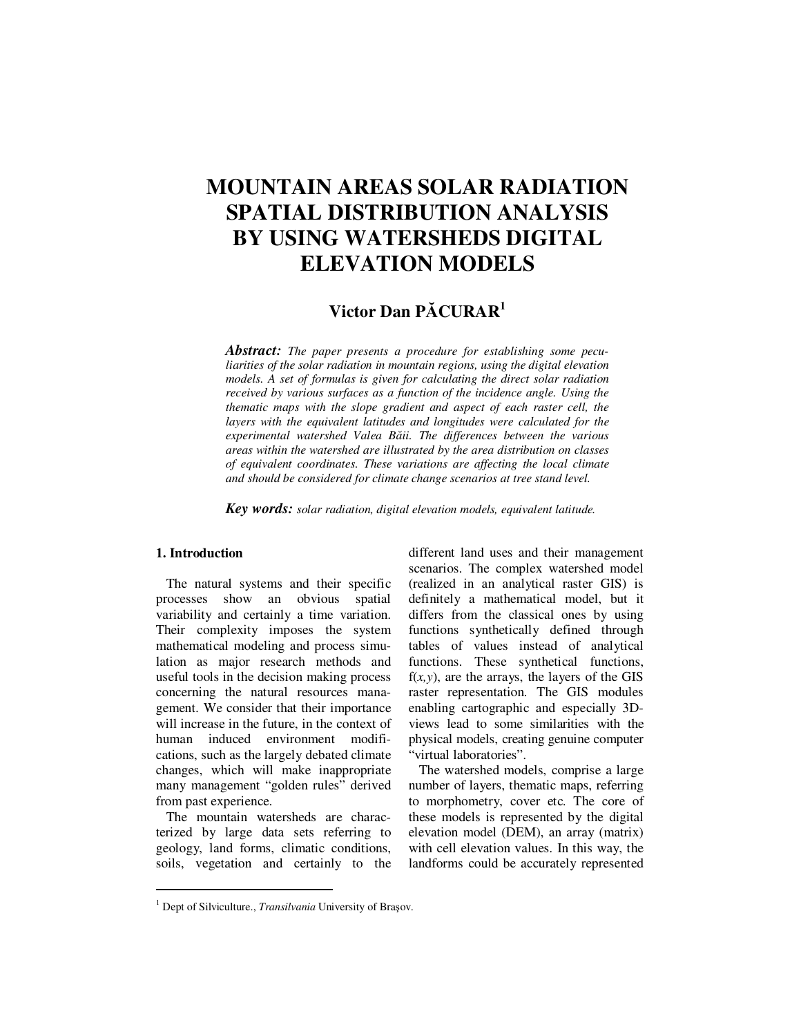# MOUNTAIN AREAS SOLAR RADIATION SPATIAL DISTRIBUTION ANALYSIS BY USING WATERSHEDS DIGITAL ELEVATION MODELS

**Victor Dan PĂCURAR**[1]

***Abstract:*** *The paper presents a procedure for establishing some peculiarities of the solar radiation in mountain regions, using the digital elevation models. A set of formulas is given for calculating the direct solar radiation received by various surfaces as a function of the incidence angle. Using the thematic maps with the slope gradient and aspect of each raster cell, the layers with the equivalent latitudes and longitudes were calculated for the experimental watershed Valea Băii. The differences between the various areas within the watershed are illustrated by the area distribution on classes of equivalent coordinates. These variations are affecting the local climate and should be considered for climate change scenarios at tree stand level.*

***Key words:*** *solar radiation, digital elevation models, equivalent latitude.*

## 1. Introduction

The natural systems and their specific processes show an obvious spatial variability and certainly a time variation. Their complexity imposes the system mathematical modeling and process simulation as major research methods and useful tools in the decision making process concerning the natural resources management. We consider that their importance will increase in the future, in the context of human induced environment modifications, such as the largely debated climate changes, which will make inappropriate many management "golden rules" derived from past experience.

The mountain watersheds are characterized by large data sets referring to geology, land forms, climatic conditions, soils, vegetation and certainly to the different land uses and their management scenarios. The complex watershed model (realized in an analytical raster GIS) is definitely a mathematical model, but it differs from the classical ones by using functions synthetically defined through tables of values instead of analytical functions. These synthetical functions, f(*x*,*y*), are the arrays, the layers of the GIS raster representation. The GIS modules enabling cartographic and especially 3D-views lead to some similarities with the physical models, creating genuine computer "virtual laboratories".

The watershed models, comprise a large number of layers, thematic maps, referring to morphometry, cover etc. The core of these models is represented by the digital elevation model (DEM), an array (matrix) with cell elevation values. In this way, the landforms could be accurately represented

---

[1] Dept of Silviculture., *Transilvania* University of Braşov.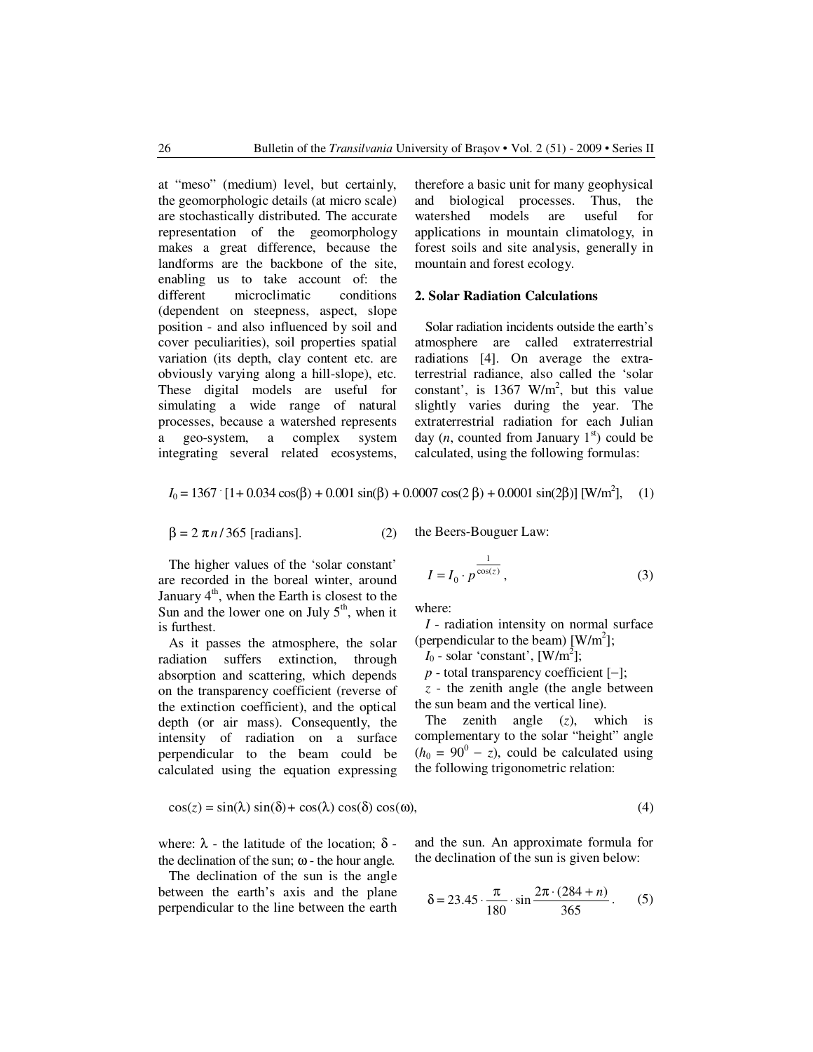at "meso" (medium) level, but certainly, the geomorphologic details (at micro scale) are stochastically distributed. The accurate representation of the geomorphology makes a great difference, because the landforms are the backbone of the site, enabling us to take account of: the different microclimatic conditions (dependent on steepness, aspect, slope position - and also influenced by soil and cover peculiarities), soil properties spatial variation (its depth, clay content etc. are obviously varying along a hill-slope), etc. These digital models are useful for simulating a wide range of natural processes, because a watershed represents a geo-system, a complex system integrating several related ecosystems, therefore a basic unit for many geophysical and biological processes. Thus, the watershed models are useful for applications in mountain climatology, in forest soils and site analysis, generally in mountain and forest ecology.

## 2. Solar Radiation Calculations

Solar radiation incidents outside the earth's atmosphere are called extraterrestrial radiations [4]. On average the extra-terrestrial radiance, also called the 'solar constant', is 1367 W/m$^2$, but this value slightly varies during the year. The extraterrestrial radiation for each Julian day ($n$, counted from January 1$^{st}$) could be calculated, using the following formulas:

$$I_0 = 1367 \cdot [1 + 0.034\cos(\beta) + 0.001\sin(\beta) + 0.0007\cos(2\beta) + 0.0001\sin(2\beta)]\ [\text{W/m}^2], \quad (1)$$

$$\beta = 2\pi n / 365\ [\text{radians}]. \quad (2)$$

The higher values of the 'solar constant' are recorded in the boreal winter, around January 4$^{th}$, when the Earth is closest to the Sun and the lower one on July 5$^{th}$, when it is furthest.

As it passes the atmosphere, the solar radiation suffers extinction, through absorption and scattering, which depends on the transparency coefficient (reverse of the extinction coefficient), and the optical depth (or air mass). Consequently, the intensity of radiation on a surface perpendicular to the beam could be calculated using the equation expressing the Beers-Bouguer Law:

$$I = I_0 \cdot p^{\frac{1}{\cos(z)}}, \quad (3)$$

where:

$I$ - radiation intensity on normal surface (perpendicular to the beam) [W/m$^2$];

$I_0$ - solar 'constant', [W/m$^2$];

$p$ - total transparency coefficient [−];

$z$ - the zenith angle (the angle between the sun beam and the vertical line).

The zenith angle ($z$), which is complementary to the solar "height" angle ($h_0 = 90^0 - z$), could be calculated using the following trigonometric relation:

$$\cos(z) = \sin(\lambda)\sin(\delta) + \cos(\lambda)\cos(\delta)\cos(\omega), \quad (4)$$

where: $\lambda$ - the latitude of the location; $\delta$ - the declination of the sun; $\omega$ - the hour angle.

The declination of the sun is the angle between the earth's axis and the plane perpendicular to the line between the earth and the sun. An approximate formula for the declination of the sun is given below:

$$\delta = 23.45 \cdot \frac{\pi}{180} \cdot \sin\frac{2\pi \cdot (284 + n)}{365}. \quad (5)$$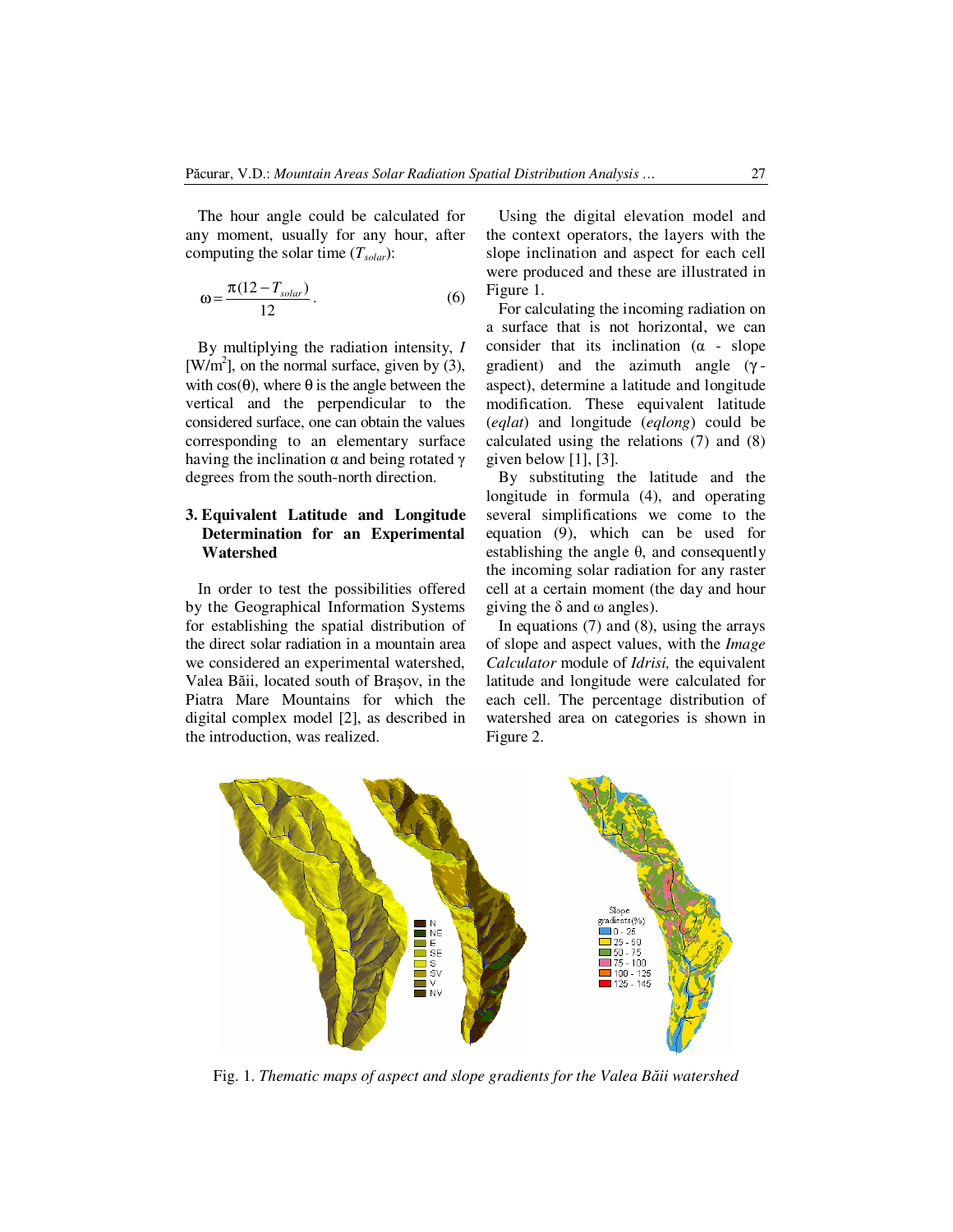The hour angle could be calculated for any moment, usually for any hour, after computing the solar time ($T_{solar}$):

$$\omega = \frac{\pi(12 - T_{solar})}{12}. \tag{6}$$

By multiplying the radiation intensity, $I$ [W/m$^2$], on the normal surface, given by (3), with $\cos(\theta)$, where $\theta$ is the angle between the vertical and the perpendicular to the considered surface, one can obtain the values corresponding to an elementary surface having the inclination $\alpha$ and being rotated $\gamma$ degrees from the south-north direction.

## 3. Equivalent Latitude and Longitude Determination for an Experimental Watershed

In order to test the possibilities offered by the Geographical Information Systems for establishing the spatial distribution of the direct solar radiation in a mountain area we considered an experimental watershed, Valea Băii, located south of Braşov, in the Piatra Mare Mountains for which the digital complex model [2], as described in the introduction, was realized.

Using the digital elevation model and the context operators, the layers with the slope inclination and aspect for each cell were produced and these are illustrated in Figure 1.

For calculating the incoming radiation on a surface that is not horizontal, we can consider that its inclination ($\alpha$ - slope gradient) and the azimuth angle ($\gamma$ - aspect), determine a latitude and longitude modification. These equivalent latitude (*eqlat*) and longitude (*eqlong*) could be calculated using the relations (7) and (8) given below [1], [3].

By substituting the latitude and the longitude in formula (4), and operating several simplifications we come to the equation (9), which can be used for establishing the angle $\theta$, and consequently the incoming solar radiation for any raster cell at a certain moment (the day and hour giving the $\delta$ and $\omega$ angles).

In equations (7) and (8), using the arrays of slope and aspect values, with the *Image Calculator* module of *Idrisi,* the equivalent latitude and longitude were calculated for each cell. The percentage distribution of watershed area on categories is shown in Figure 2.

N
NE
E
SE
S
SV
V
NV

Slope gradients(%)
0 - 25
25 - 50
50 - 75
75 - 100
100 - 125
125 - 145

Fig. 1. *Thematic maps of aspect and slope gradients for the Valea Băii watershed*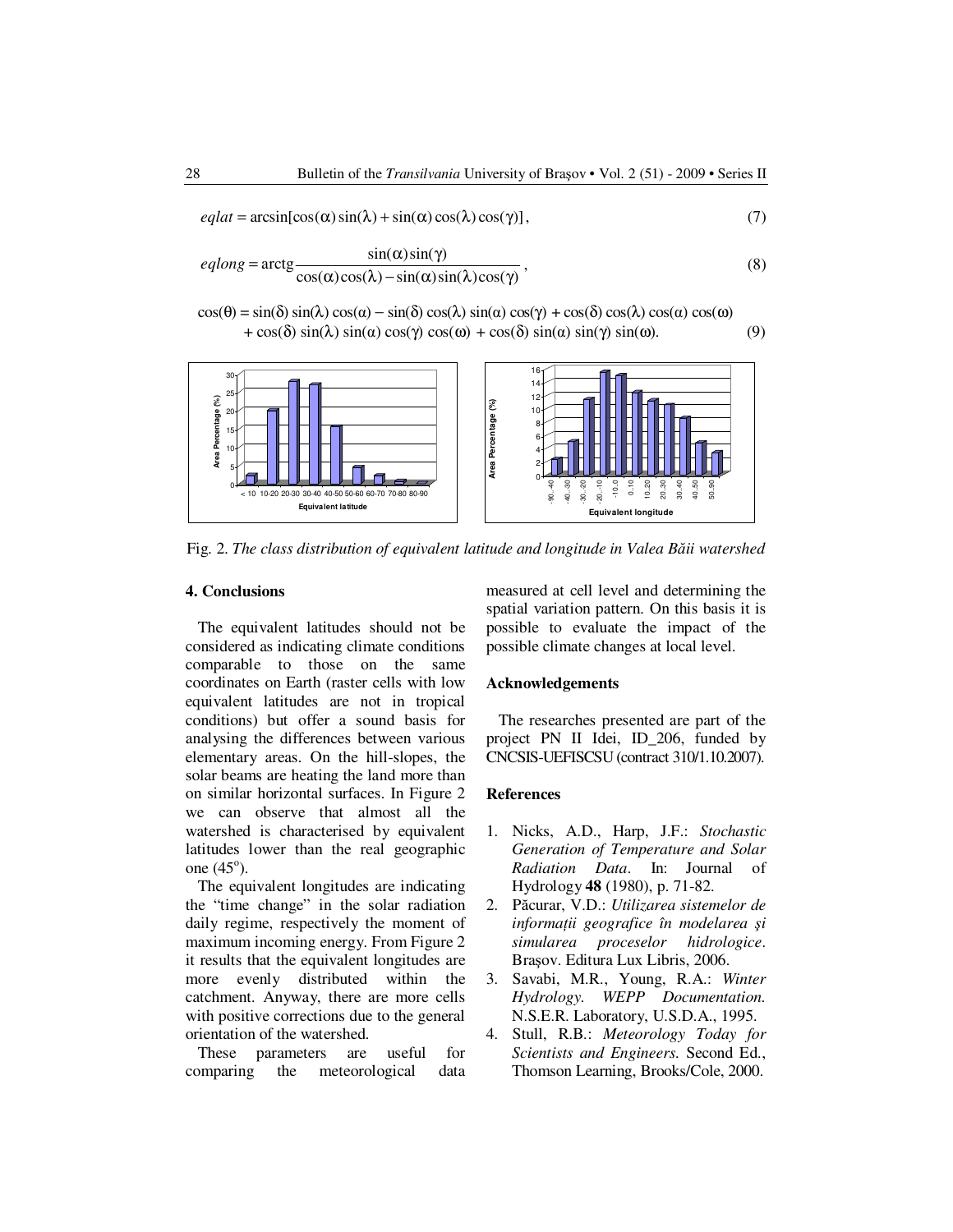$$eqlat = \arcsin[\cos(\alpha)\sin(\lambda) + \sin(\alpha)\cos(\lambda)\cos(\gamma)], \tag{7}$$

$$eqlong = \text{arctg}\frac{\sin(\alpha)\sin(\gamma)}{\cos(\alpha)\cos(\lambda) - \sin(\alpha)\sin(\lambda)\cos(\gamma)}, \tag{8}$$

$$\cos(\theta) = \sin(\delta)\sin(\lambda)\cos(\alpha) - \sin(\delta)\cos(\lambda)\sin(\alpha)\cos(\gamma) + \cos(\delta)\cos(\lambda)\cos(\alpha)\cos(\omega) + \cos(\delta)\sin(\lambda)\sin(\alpha)\cos(\gamma)\cos(\omega) + \cos(\delta)\sin(\alpha)\sin(\gamma)\sin(\omega). \tag{9}$$

Area Percentage (%)
30
25
20
15
10
5
0
< 10 10-20 20-30 30-40 40-50 50-60 60-70 70-80 80-90
Equivalent latitude

Area Percentage (%)
16
14
12
10
8
6
4
2
0
-90..-40 -40..-30 -30..-20 -20..-10 -10..0 0..10 10..20 20..30 30..40 40..50 50..90
Equivalent longitude

Fig. 2. *The class distribution of equivalent latitude and longitude in Valea Băii watershed*

## 4. Conclusions

The equivalent latitudes should not be considered as indicating climate conditions comparable to those on the same coordinates on Earth (raster cells with low equivalent latitudes are not in tropical conditions) but offer a sound basis for analysing the differences between various elementary areas. On the hill-slopes, the solar beams are heating the land more than on similar horizontal surfaces. In Figure 2 we can observe that almost all the watershed is characterised by equivalent latitudes lower than the real geographic one ($45^{\circ}$).

The equivalent longitudes are indicating the "time change" in the solar radiation daily regime, respectively the moment of maximum incoming energy. From Figure 2 it results that the equivalent longitudes are more evenly distributed within the catchment. Anyway, there are more cells with positive corrections due to the general orientation of the watershed.

These parameters are useful for comparing the meteorological data measured at cell level and determining the spatial variation pattern. On this basis it is possible to evaluate the impact of the possible climate changes at local level.

## Acknowledgements

The researches presented are part of the project PN II Idei, ID_206, funded by CNCSIS-UEFISCSU (contract 310/1.10.2007).

## References

1. Nicks, A.D., Harp, J.F.: *Stochastic Generation of Temperature and Solar Radiation Data*. In: Journal of Hydrology **48** (1980), p. 71-82.
2. Păcurar, V.D.: *Utilizarea sistemelor de informaţii geografice în modelarea şi simularea proceselor hidrologice*. Braşov. Editura Lux Libris, 2006.
3. Savabi, M.R., Young, R.A.: *Winter Hydrology. WEPP Documentation.* N.S.E.R. Laboratory, U.S.D.A., 1995.
4. Stull, R.B.: *Meteorology Today for Scientists and Engineers.* Second Ed., Thomson Learning, Brooks/Cole, 2000.